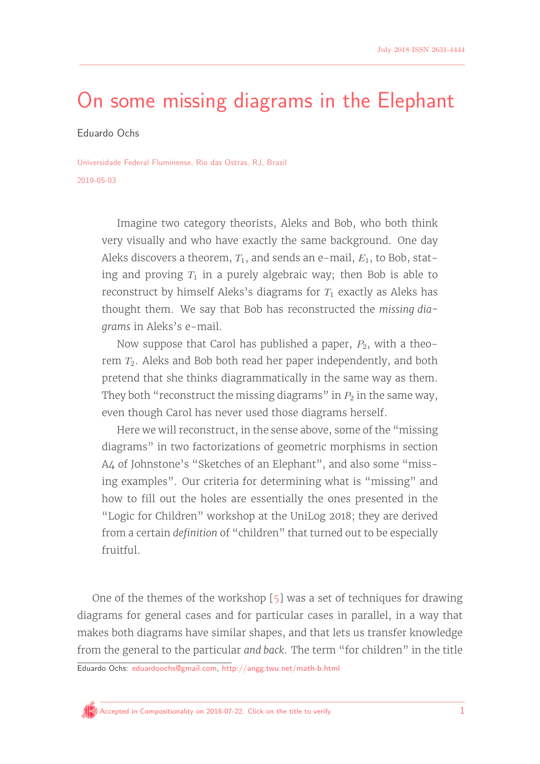# On some missing diagrams in the Elephant

Eduardo Ochs

Universidade Federal Fluminense, Rio das Ostras, RJ, Brazil

2019-05-03

> Imagine two category theorists, Aleks and Bob, who both think very visually and who have exactly the same background. One day Aleks discovers a theorem, $T_1$, and sends an e-mail, $E_1$, to Bob, stating and proving $T_1$ in a purely algebraic way; then Bob is able to reconstruct by himself Aleks's diagrams for $T_1$ exactly as Aleks has thought them. We say that Bob has reconstructed the *missing diagrams* in Aleks's e-mail.
>
> Now suppose that Carol has published a paper, $P_2$, with a theorem $T_2$. Aleks and Bob both read her paper independently, and both pretend that she thinks diagrammatically in the same way as them. They both "reconstruct the missing diagrams" in $P_2$ in the same way, even though Carol has never used those diagrams herself.
>
> Here we will reconstruct, in the sense above, some of the "missing diagrams" in two factorizations of geometric morphisms in section A4 of Johnstone's "Sketches of an Elephant", and also some "missing examples". Our criteria for determining what is "missing" and how to fill out the holes are essentially the ones presented in the "Logic for Children" workshop at the UniLog 2018; they are derived from a certain *definition* of "children" that turned out to be especially fruitful.

One of the themes of the workshop [5] was a set of techniques for drawing diagrams for general cases and for particular cases in parallel, in a way that makes both diagrams have similar shapes, and that lets us transfer knowledge from the general to the particular *and back*. The term "for children" in the title

Eduardo Ochs: eduardoochs@gmail.com, http://angg.twu.net/math-b.html

Accepted in Compositionality on 2018-07-22. Click on the title to verify.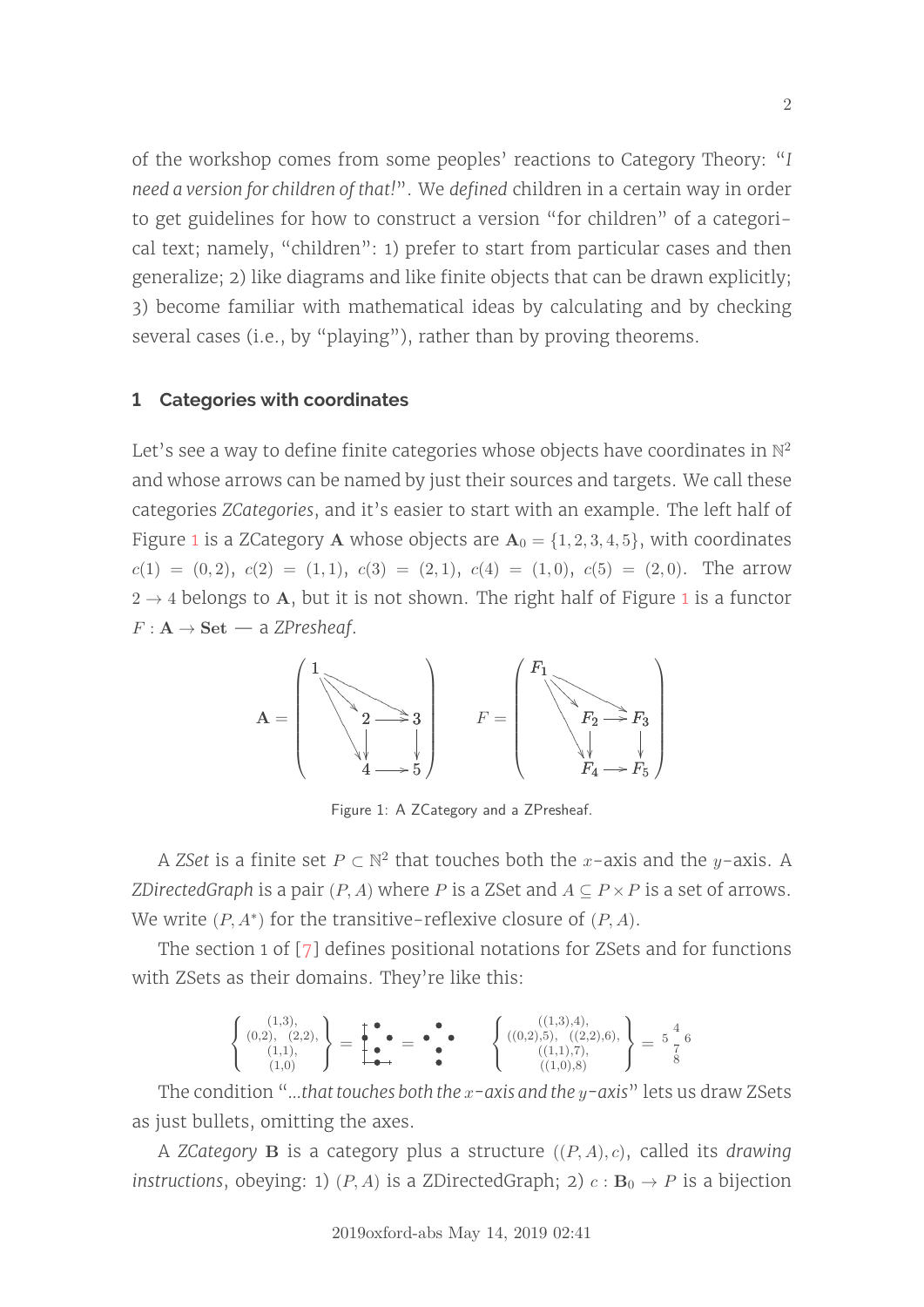of the workshop comes from some peoples' reactions to Category Theory: "*I need a version for children of that!*". We *defined* children in a certain way in order to get guidelines for how to construct a version "for children" of a categorical text; namely, "children": 1) prefer to start from particular cases and then generalize; 2) like diagrams and like finite objects that can be drawn explicitly; 3) become familiar with mathematical ideas by calculating and by checking several cases (i.e., by "playing"), rather than by proving theorems.

## 1 Categories with coordinates

Let's see a way to define finite categories whose objects have coordinates in $\mathbb{N}^2$ and whose arrows can be named by just their sources and targets. We call these categories *ZCategories*, and it's easier to start with an example. The left half of Figure 1 is a ZCategory $\mathbf{A}$ whose objects are $\mathbf{A}_0 = \{1,2,3,4,5\}$, with coordinates $c(1) = (0,2)$, $c(2) = (1,1)$, $c(3) = (2,1)$, $c(4) = (1,0)$, $c(5) = (2,0)$. The arrow $2 \to 4$ belongs to $\mathbf{A}$, but it is not shown. The right half of Figure 1 is a functor $F : \mathbf{A} \to \mathbf{Set}$ — a *ZPresheaf*.

$$\mathbf{A} = \left( \begin{array}{ccc} 1 & & \\ & 2 \longrightarrow & 3 \\ & \downarrow & \downarrow \\ & 4 \longrightarrow & 5 \end{array} \right) \qquad F = \left( \begin{array}{ccc} F_1 & & \\ & F_2 \longrightarrow & F_3 \\ & \downarrow & \downarrow \\ & F_4 \longrightarrow & F_5 \end{array} \right)$$

Figure 1: A ZCategory and a ZPresheaf.

A *ZSet* is a finite set $P \subset \mathbb{N}^2$ that touches both the $x$-axis and the $y$-axis. A *ZDirectedGraph* is a pair $(P, A)$ where $P$ is a ZSet and $A \subseteq P \times P$ is a set of arrows. We write $(P, A^*)$ for the transitive-reflexive closure of $(P, A)$.

The section 1 of [7] defines positional notations for ZSets and for functions with ZSets as their domains. They're like this:

$$\left\{ \begin{array}{c} (1,3), \\ (0,2), \quad (2,2), \\ (1,1), \\ (1,0) \end{array} \right\} = \begin{array}{ccc} & \bullet & \\ \bullet & & \bullet \\ & \bullet & \\ & \bullet & \end{array} \qquad \left\{ \begin{array}{c} ((1,3),4), \\ ((0,2),5), \quad ((2,2),6), \\ ((1,1),7), \\ ((1,0),8) \end{array} \right\} = \begin{array}{ccc} & 4 & \\ 5 & & 6 \\ & 7 & \\ & 8 & \end{array}$$

The condition "*...that touches both the $x$-axis and the $y$-axis*" lets us draw ZSets as just bullets, omitting the axes.

A *ZCategory* $\mathbf{B}$ is a category plus a structure $((P, A), c)$, called its *drawing instructions*, obeying: 1) $(P, A)$ is a ZDirectedGraph; 2) $c : \mathbf{B}_0 \to P$ is a bijection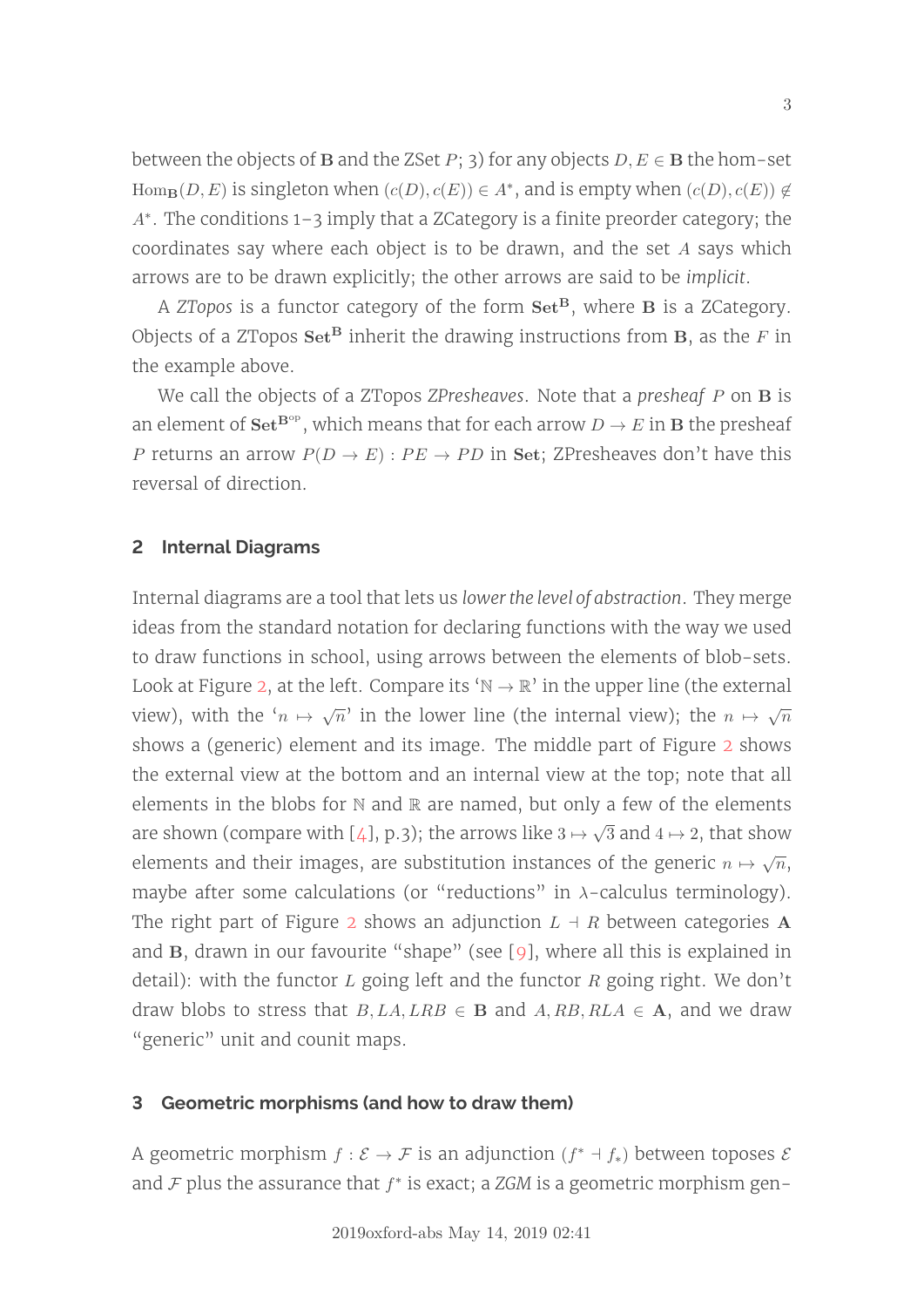between the objects of $\mathbf{B}$ and the ZSet $P$; 3) for any objects $D, E \in \mathbf{B}$ the hom-set $\mathrm{Hom}_{\mathbf{B}}(D, E)$ is singleton when $(c(D), c(E)) \in A^*$, and is empty when $(c(D), c(E)) \notin A^*$. The conditions 1–3 imply that a ZCategory is a finite preorder category; the coordinates say where each object is to be drawn, and the set $A$ says which arrows are to be drawn explicitly; the other arrows are said to be *implicit*.

A *ZTopos* is a functor category of the form $\mathbf{Set}^{\mathbf{B}}$, where $\mathbf{B}$ is a ZCategory. Objects of a ZTopos $\mathbf{Set}^{\mathbf{B}}$ inherit the drawing instructions from $\mathbf{B}$, as the $F$ in the example above.

We call the objects of a ZTopos *ZPresheaves*. Note that a *presheaf* $P$ on $\mathbf{B}$ is an element of $\mathbf{Set}^{\mathbf{B}^{\mathrm{op}}}$, which means that for each arrow $D \to E$ in $\mathbf{B}$ the presheaf $P$ returns an arrow $P(D \to E) : PE \to PD$ in $\mathbf{Set}$; ZPresheaves don't have this reversal of direction.

## 2 Internal Diagrams

Internal diagrams are a tool that lets us *lower the level of abstraction*. They merge ideas from the standard notation for declaring functions with the way we used to draw functions in school, using arrows between the elements of blob-sets. Look at Figure 2, at the left. Compare its '$\mathbb{N} \to \mathbb{R}$' in the upper line (the external view), with the '$n \mapsto \sqrt{n}$' in the lower line (the internal view); the $n \mapsto \sqrt{n}$ shows a (generic) element and its image. The middle part of Figure 2 shows the external view at the bottom and an internal view at the top; note that all elements in the blobs for $\mathbb{N}$ and $\mathbb{R}$ are named, but only a few of the elements are shown (compare with [4], p.3); the arrows like $3 \mapsto \sqrt{3}$ and $4 \mapsto 2$, that show elements and their images, are substitution instances of the generic $n \mapsto \sqrt{n}$, maybe after some calculations (or "reductions" in $\lambda$-calculus terminology). The right part of Figure 2 shows an adjunction $L \dashv R$ between categories $\mathbf{A}$ and $\mathbf{B}$, drawn in our favourite "shape" (see [9], where all this is explained in detail): with the functor $L$ going left and the functor $R$ going right. We don't draw blobs to stress that $B, LA, LRB \in \mathbf{B}$ and $A, RB, RLA \in \mathbf{A}$, and we draw "generic" unit and counit maps.

## 3 Geometric morphisms (and how to draw them)

A geometric morphism $f : \mathcal{E} \to \mathcal{F}$ is an adjunction $(f^* \dashv f_*)$ between toposes $\mathcal{E}$ and $\mathcal{F}$ plus the assurance that $f^*$ is exact; a *ZGM* is a geometric morphism gen-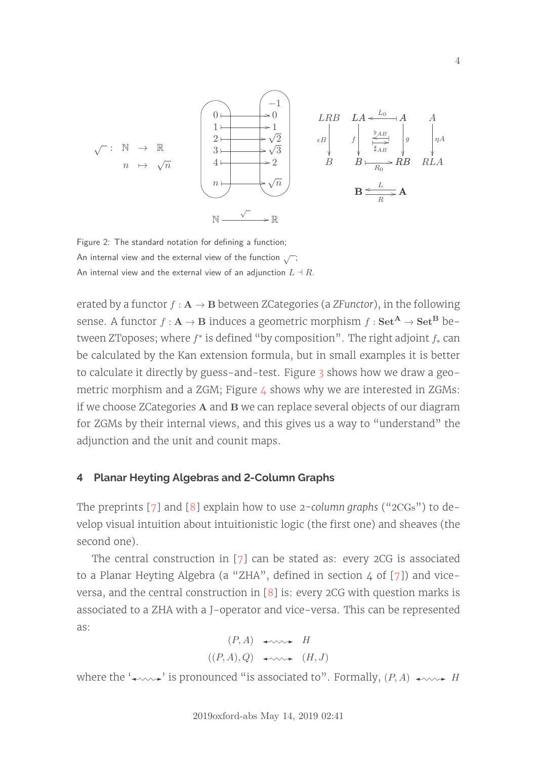$$\sqrt{\ }:\ \mathbb{N} \to \mathbb{R}$$
$$n \mapsto \sqrt{n}$$

Figure 2: The standard notation for defining a function;
An internal view and the external view of the function $\sqrt{\ }$;
An internal view and the external view of an adjunction $L \dashv R$.

erated by a functor $f : \mathbf{A} \to \mathbf{B}$ between ZCategories (a *ZFunctor*), in the following sense. A functor $f : \mathbf{A} \to \mathbf{B}$ induces a geometric morphism $f : \mathbf{Set}^{\mathbf{A}} \to \mathbf{Set}^{\mathbf{B}}$ between ZToposes; where $f^*$ is defined "by composition". The right adjoint $f_*$ can be calculated by the Kan extension formula, but in small examples it is better to calculate it directly by guess-and-test. Figure 3 shows how we draw a geometric morphism and a ZGM; Figure 4 shows why we are interested in ZGMs: if we choose ZCategories $\mathbf{A}$ and $\mathbf{B}$ we can replace several objects of our diagram for ZGMs by their internal views, and this gives us a way to "understand" the adjunction and the unit and counit maps.

## 4 Planar Heyting Algebras and 2-Column Graphs

The preprints [7] and [8] explain how to use *2-column graphs* ("2CGs") to develop visual intuition about intuitionistic logic (the first one) and sheaves (the second one).

The central construction in [7] can be stated as: every 2CG is associated to a Planar Heyting Algebra (a "ZHA", defined in section 4 of [7]) and vice-versa, and the central construction in [8] is: every 2CG with question marks is associated to a ZHA with a J-operator and vice-versa. This can be represented as:

$$(P, A) \leftrightsquigarrow H$$
$$((P, A), Q) \leftrightsquigarrow (H, J)$$

where the '$\leftrightsquigarrow$' is pronounced "is associated to". Formally, $(P, A) \leftrightsquigarrow H$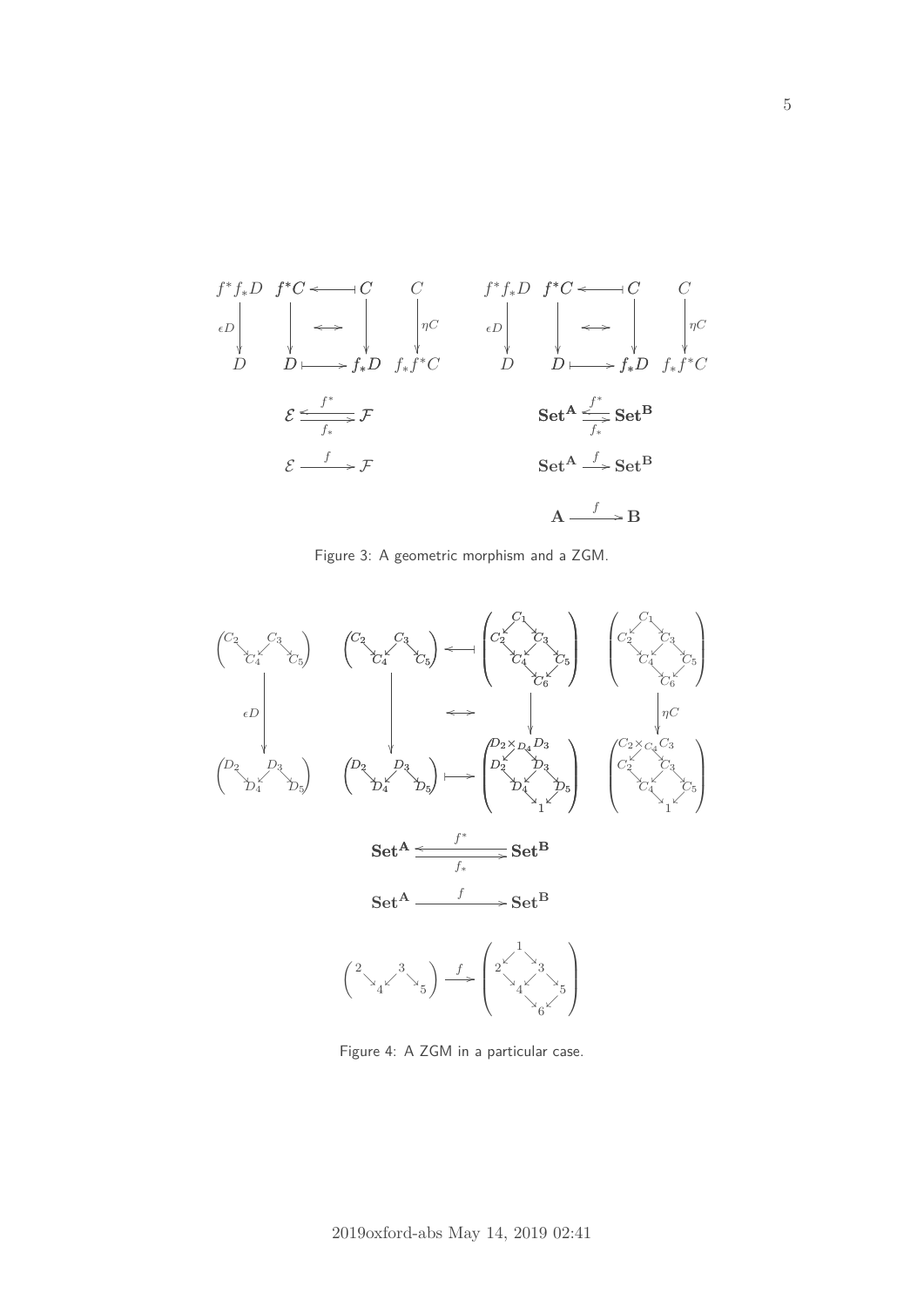$$
\begin{array}{ccccc}
f^*f_*D & f^*C & \longleftarrow\!\shortmid & C & C \\
\downarrow{\scriptstyle \epsilon D} & \downarrow & \Longleftrightarrow & \downarrow & \downarrow{\scriptstyle \eta C} \\
D & D & \longmapsto & f_*D & f_*f^*C
\end{array}
\qquad
\begin{array}{ccccc}
f^*f_*D & f^*C & \longleftarrow\!\shortmid & C & C \\
\downarrow{\scriptstyle \epsilon D} & \downarrow & \Longleftrightarrow & \downarrow & \downarrow{\scriptstyle \eta C} \\
D & D & \longmapsto & f_*D & f_*f^*C
\end{array}
$$

$$
\mathcal{E} \underset{f_*}{\overset{f^*}{\rightleftarrows}} \mathcal{F}
\qquad\qquad
\mathbf{Set}^{\mathbf{A}} \underset{f_*}{\overset{f^*}{\rightleftarrows}} \mathbf{Set}^{\mathbf{B}}
$$

$$
\mathcal{E} \xrightarrow{\ f\ } \mathcal{F}
\qquad\qquad
\mathbf{Set}^{\mathbf{A}} \xrightarrow{\ f\ } \mathbf{Set}^{\mathbf{B}}
$$

$$
\mathbf{A} \xrightarrow{\ f\ } \mathbf{B}
$$

Figure 3: A geometric morphism and a ZGM.

$$
\begin{array}{ccccc}
\begin{pmatrix} C_2 \searrow C_4 \swarrow C_3 \searrow C_5 \end{pmatrix} &
\begin{pmatrix} C_2 \searrow C_4 \swarrow C_3 \searrow C_5 \end{pmatrix} & \longleftarrow\!\shortmid &
\begin{pmatrix} C_1;\ C_2, C_3;\ C_4, C_5;\ C_6 \end{pmatrix} &
\begin{pmatrix} C_1;\ C_2, C_3;\ C_4, C_5;\ C_6 \end{pmatrix} \\
\downarrow{\scriptstyle \epsilon D} & \downarrow & \Longleftrightarrow & \downarrow & \downarrow{\scriptstyle \eta C} \\
\begin{pmatrix} D_2 \searrow D_4 \swarrow D_3 \searrow D_5 \end{pmatrix} &
\begin{pmatrix} D_2 \searrow D_4 \swarrow D_3 \searrow D_5 \end{pmatrix} & \longmapsto &
\begin{pmatrix} D_2 \times_{D_4} D_3;\ D_2, D_3;\ D_4, D_5;\ 1 \end{pmatrix} &
\begin{pmatrix} C_2 \times_{C_4} C_3;\ C_2, C_3;\ C_4, C_5;\ 1 \end{pmatrix}
\end{array}
$$

$$
\mathbf{Set}^{\mathbf{A}} \underset{f_*}{\overset{f^*}{\rightleftarrows}} \mathbf{Set}^{\mathbf{B}}
$$

$$
\mathbf{Set}^{\mathbf{A}} \xrightarrow{\ f\ } \mathbf{Set}^{\mathbf{B}}
$$

$$
\begin{pmatrix} 2 \searrow 4 \swarrow 3 \searrow 5 \end{pmatrix} \xrightarrow{\ f\ } \begin{pmatrix} 1;\ 2, 3;\ 4, 5;\ 6 \end{pmatrix}
$$

Figure 4: A ZGM in a particular case.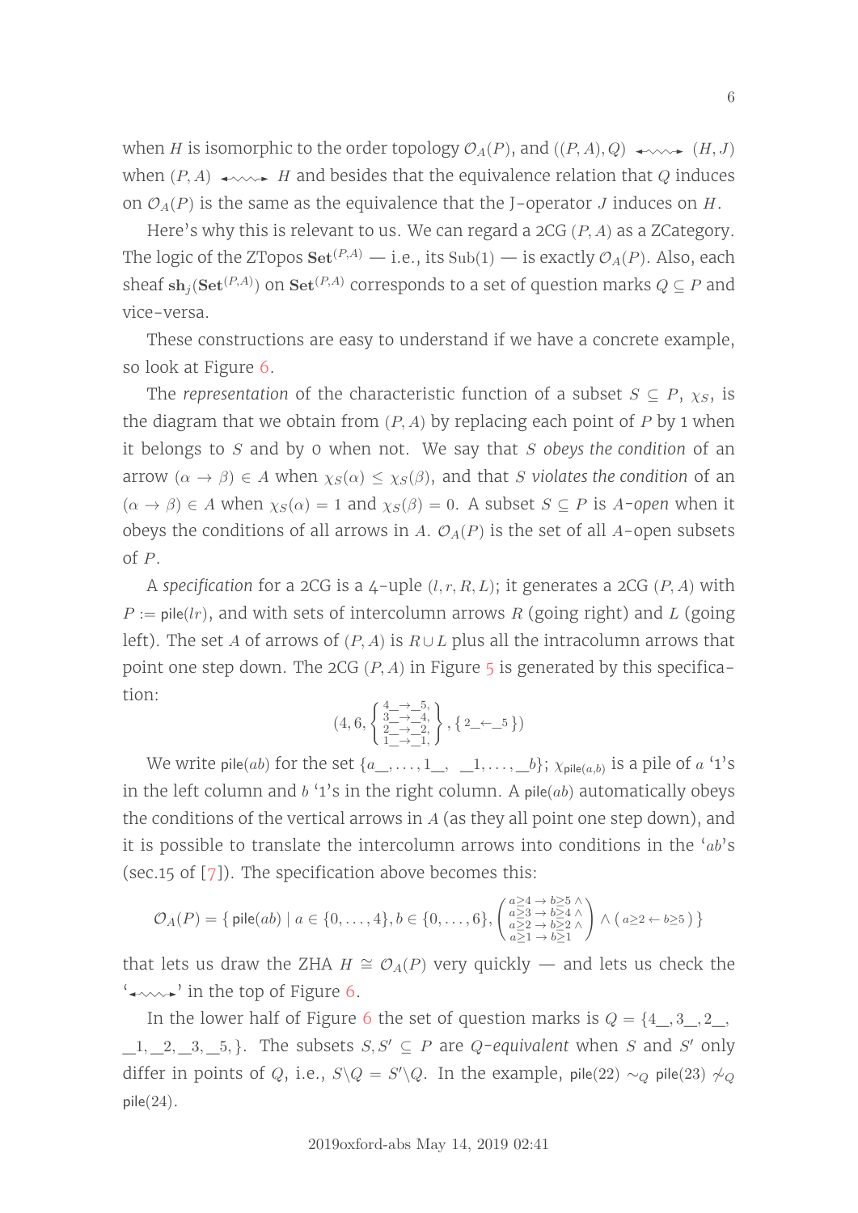when $H$ is isomorphic to the order topology $\mathcal{O}_A(P)$, and $((P,A),Q) \leftrightsquigarrow (H,J)$ when $(P,A) \leftrightsquigarrow H$ and besides that the equivalence relation that $Q$ induces on $\mathcal{O}_A(P)$ is the same as the equivalence that the J-operator $J$ induces on $H$.

Here's why this is relevant to us. We can regard a 2CG $(P,A)$ as a ZCategory. The logic of the ZTopos $\mathbf{Set}^{(P,A)}$ — i.e., its $\mathrm{Sub}(1)$ — is exactly $\mathcal{O}_A(P)$. Also, each sheaf $\mathbf{sh}_j(\mathbf{Set}^{(P,A)})$ on $\mathbf{Set}^{(P,A)}$ corresponds to a set of question marks $Q \subseteq P$ and vice-versa.

These constructions are easy to understand if we have a concrete example, so look at Figure 6.

The *representation* of the characteristic function of a subset $S \subseteq P$, $\chi_S$, is the diagram that we obtain from $(P,A)$ by replacing each point of $P$ by 1 when it belongs to $S$ and by 0 when not. We say that $S$ *obeys the condition* of an arrow $(\alpha \to \beta) \in A$ when $\chi_S(\alpha) \leq \chi_S(\beta)$, and that $S$ *violates the condition* of an $(\alpha \to \beta) \in A$ when $\chi_S(\alpha) = 1$ and $\chi_S(\beta) = 0$. A subset $S \subseteq P$ is $A$*-open* when it obeys the conditions of all arrows in $A$. $\mathcal{O}_A(P)$ is the set of all $A$-open subsets of $P$.

A *specification* for a 2CG is a 4-uple $(l,r,R,L)$; it generates a 2CG $(P,A)$ with $P := \mathsf{pile}(lr)$, and with sets of intercolumn arrows $R$ (going right) and $L$ (going left). The set $A$ of arrows of $(P,A)$ is $R \cup L$ plus all the intracolumn arrows that point one step down. The 2CG $(P,A)$ in Figure 5 is generated by this specification:

$$(4, 6, \left\{ \begin{smallmatrix} 4\_ \to \_5, \\ 3\_ \to \_4, \\ 2\_ \to \_2, \\ 1\_ \to \_1, \end{smallmatrix} \right\}, \{\, 2\_ \leftarrow \_5 \,\})$$

We write $\mathsf{pile}(ab)$ for the set $\{a\_, \ldots, 1\_,\ \_1, \ldots, \_b\}$; $\chi_{\mathsf{pile}(a,b)}$ is a pile of $a$ '1's in the left column and $b$ '1's in the right column. A $\mathsf{pile}(ab)$ automatically obeys the conditions of the vertical arrows in $A$ (as they all point one step down), and it is possible to translate the intercolumn arrows into conditions in the '$ab$'s (sec.15 of [7]). The specification above becomes this:

$$\mathcal{O}_A(P) = \{\, \mathsf{pile}(ab) \mid a \in \{0,\ldots,4\}, b \in \{0,\ldots,6\}, \left( \begin{smallmatrix} a \geq 4 \to b \geq 5 \,\wedge \\ a \geq 3 \to b \geq 4 \,\wedge \\ a \geq 2 \to b \geq 2 \,\wedge \\ a \geq 1 \to b \geq 1 \end{smallmatrix} \right) \wedge (\, a \geq 2 \leftarrow b \geq 5 \,) \,\}$$

that lets us draw the ZHA $H \cong \mathcal{O}_A(P)$ very quickly — and lets us check the '$\leftrightsquigarrow$' in the top of Figure 6.

In the lower half of Figure 6 the set of question marks is $Q = \{4\_, 3\_, 2\_, \_1, \_2, \_3, \_5, \}$. The subsets $S, S' \subseteq P$ are $Q$*-equivalent* when $S$ and $S'$ only differ in points of $Q$, i.e., $S \backslash Q = S' \backslash Q$. In the example, $\mathsf{pile}(22) \sim_Q \mathsf{pile}(23) \not\sim_Q \mathsf{pile}(24)$.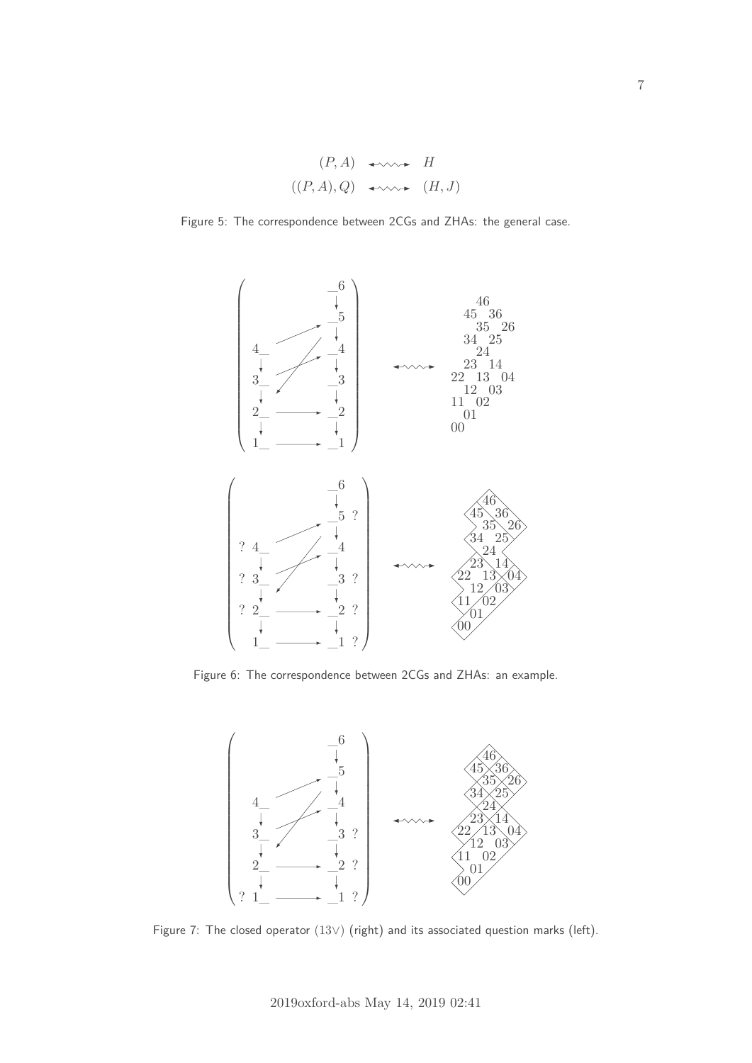$$
\begin{array}{ccc}
(P,A) & \leftrightsquigarrow & H \\
((P,A),Q) & \leftrightsquigarrow & (H,J)
\end{array}
$$

Figure 5: The correspondence between 2CGs and ZHAs: the general case.

Figure 6: The correspondence between 2CGs and ZHAs: an example.

Figure 7: The closed operator $(13\vee)$ (right) and its associated question marks (left).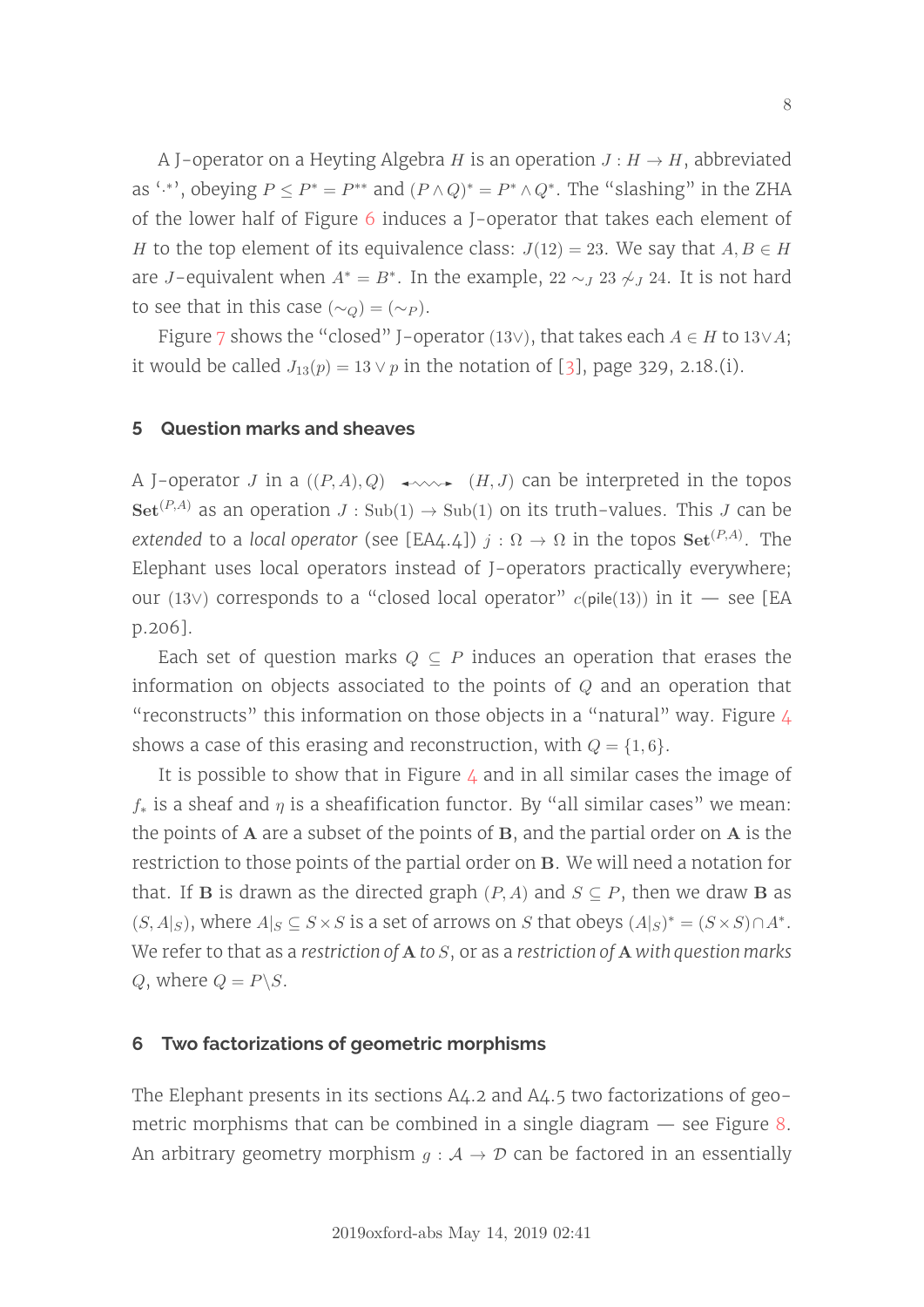A J-operator on a Heyting Algebra $H$ is an operation $J : H \to H$, abbreviated as '$\cdot^*$', obeying $P \le P^* = P^{**}$ and $(P \wedge Q)^* = P^* \wedge Q^*$. The "slashing" in the ZHA of the lower half of Figure 6 induces a J-operator that takes each element of $H$ to the top element of its equivalence class: $J(12) = 23$. We say that $A, B \in H$ are $J$-equivalent when $A^* = B^*$. In the example, $22 \sim_J 23 \not\sim_J 24$. It is not hard to see that in this case $(\sim_Q) = (\sim_P)$.

Figure 7 shows the "closed" J-operator $(13\vee)$, that takes each $A \in H$ to $13 \vee A$; it would be called $J_{13}(p) = 13 \vee p$ in the notation of [3], page 329, 2.18.(i).

## 5 Question marks and sheaves

A J-operator $J$ in a $((P, A), Q) \leftrightsquigarrow (H, J)$ can be interpreted in the topos $\mathbf{Set}^{(P,A)}$ as an operation $J : \mathrm{Sub}(1) \to \mathrm{Sub}(1)$ on its truth-values. This $J$ can be *extended* to a *local operator* (see [EA4.4]) $j : \Omega \to \Omega$ in the topos $\mathbf{Set}^{(P,A)}$. The Elephant uses local operators instead of J-operators practically everywhere; our $(13\vee)$ corresponds to a "closed local operator" $c(\mathsf{pile}(13))$ in it — see [EA p.206].

Each set of question marks $Q \subseteq P$ induces an operation that erases the information on objects associated to the points of $Q$ and an operation that "reconstructs" this information on those objects in a "natural" way. Figure 4 shows a case of this erasing and reconstruction, with $Q = \{1, 6\}$.

It is possible to show that in Figure 4 and in all similar cases the image of $f_*$ is a sheaf and $\eta$ is a sheafification functor. By "all similar cases" we mean: the points of $\mathbf{A}$ are a subset of the points of $\mathbf{B}$, and the partial order on $\mathbf{A}$ is the restriction to those points of the partial order on $\mathbf{B}$. We will need a notation for that. If $\mathbf{B}$ is drawn as the directed graph $(P, A)$ and $S \subseteq P$, then we draw $\mathbf{B}$ as $(S, A|_S)$, where $A|_S \subseteq S \times S$ is a set of arrows on $S$ that obeys $(A|_S)^* = (S \times S) \cap A^*$. We refer to that as a *restriction of* $\mathbf{A}$ *to* $S$, or as a *restriction of* $\mathbf{A}$ *with question marks* $Q$, where $Q = P \backslash S$.

## 6 Two factorizations of geometric morphisms

The Elephant presents in its sections A4.2 and A4.5 two factorizations of geometric morphisms that can be combined in a single diagram — see Figure 8. An arbitrary geometry morphism $g : \mathcal{A} \to \mathcal{D}$ can be factored in an essentially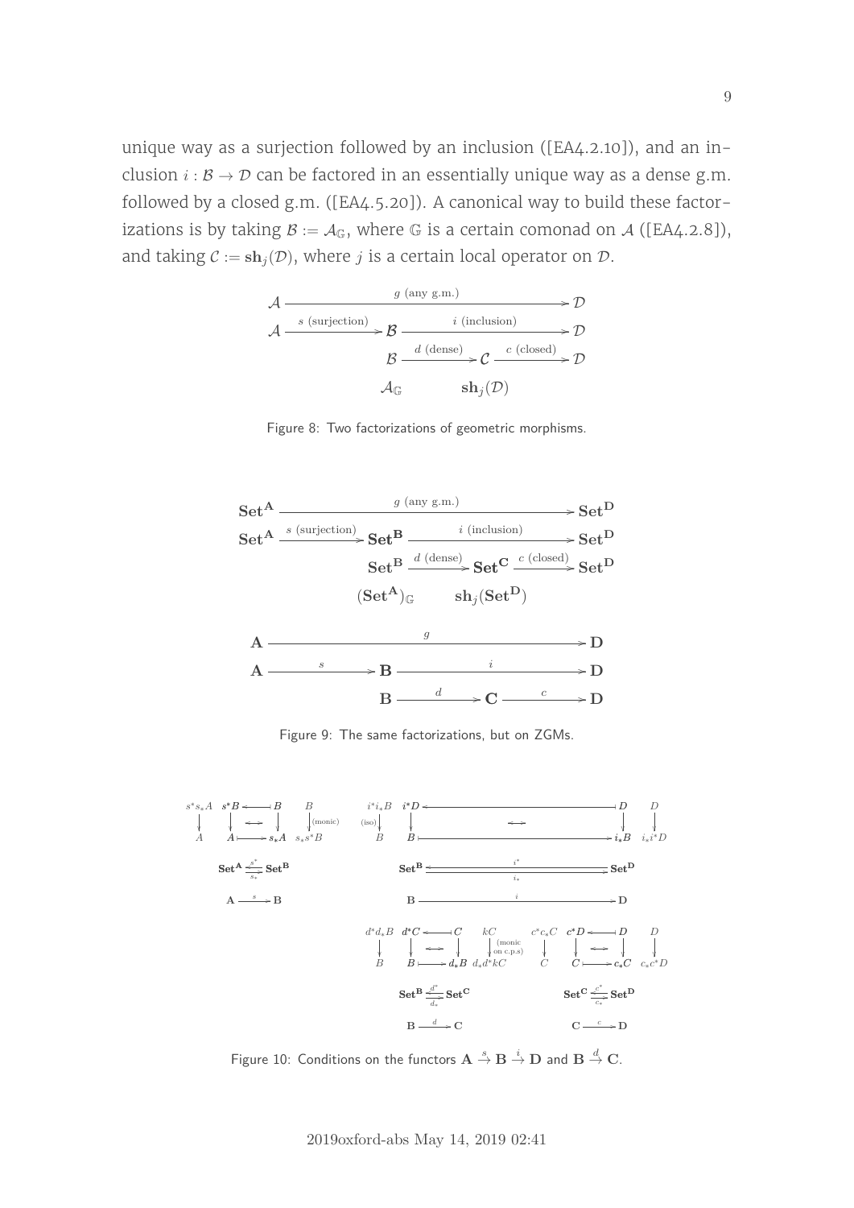unique way as a surjection followed by an inclusion ([EA4.2.10]), and an inclusion $i : \mathcal{B} \to \mathcal{D}$ can be factored in an essentially unique way as a dense g.m. followed by a closed g.m. ([EA4.5.20]). A canonical way to build these factorizations is by taking $\mathcal{B} := \mathcal{A}_{\mathbb{G}}$, where $\mathbb{G}$ is a certain comonad on $\mathcal{A}$ ([EA4.2.8]), and taking $\mathcal{C} := \mathbf{sh}_j(\mathcal{D})$, where $j$ is a certain local operator on $\mathcal{D}$.

$$
\begin{array}{ccccc}
\mathcal{A} & \xrightarrow{\quad g \text{ (any g.m.)} \quad} & & & \mathcal{D} \\
\mathcal{A} & \xrightarrow{s \text{ (surjection)}} & \mathcal{B} & \xrightarrow{\quad i \text{ (inclusion)} \quad} & \mathcal{D} \\
 & & \mathcal{B} \xrightarrow{d \text{ (dense)}} & \mathcal{C} \xrightarrow{c \text{ (closed)}} & \mathcal{D} \\
 & & \mathcal{A}_{\mathbb{G}} & \mathbf{sh}_j(\mathcal{D}) &
\end{array}
$$

Figure 8: Two factorizations of geometric morphisms.

$$
\begin{array}{ccccc}
\mathbf{Set}^{\mathbf{A}} & \xrightarrow{\quad g \text{ (any g.m.)} \quad} & & & \mathbf{Set}^{\mathbf{D}} \\
\mathbf{Set}^{\mathbf{A}} & \xrightarrow{s \text{ (surjection)}} & \mathbf{Set}^{\mathbf{B}} & \xrightarrow{\quad i \text{ (inclusion)} \quad} & \mathbf{Set}^{\mathbf{D}} \\
 & & \mathbf{Set}^{\mathbf{B}} \xrightarrow{d \text{ (dense)}} & \mathbf{Set}^{\mathbf{C}} \xrightarrow{c \text{ (closed)}} & \mathbf{Set}^{\mathbf{D}} \\
 & & (\mathbf{Set}^{\mathbf{A}})_{\mathbb{G}} & \mathbf{sh}_j(\mathbf{Set}^{\mathbf{D}}) &
\end{array}
$$

$$
\begin{array}{ccccc}
\mathbf{A} & \xrightarrow{\qquad g \qquad} & & & \mathbf{D} \\
\mathbf{A} & \xrightarrow{s} & \mathbf{B} & \xrightarrow{\qquad i \qquad} & \mathbf{D} \\
 & & \mathbf{B} \xrightarrow{d} & \mathbf{C} \xrightarrow{c} & \mathbf{D}
\end{array}
$$

Figure 9: The same factorizations, but on ZGMs.

$$
\begin{array}{cccc}
s^*s_*A \to A & s^*B \leftarrow B,\ A \mapsto s_*A & B \to s_*s^*B \text{ (monic)} \\
\mathbf{Set}^{\mathbf{A}} \underset{s_*}{\overset{s^*}{\leftrightarrows}} \mathbf{Set}^{\mathbf{B}} & & \\
\mathbf{A} \xrightarrow{s} \mathbf{B} & &
\end{array}
\qquad
\begin{array}{cccc}
i^*i_*B \to B \text{ (iso)} & i^*D \leftarrow D,\ B \mapsto i_*B & D \to i_*i^*D \\
\mathbf{Set}^{\mathbf{B}} \underset{i_*}{\overset{i^*}{\leftrightarrows}} \mathbf{Set}^{\mathbf{D}} & & \\
\mathbf{B} \xrightarrow{i} \mathbf{D} & &
\end{array}
$$

$$
\begin{array}{cccc}
d^*d_*B \to B & d^*C \leftarrow C,\ B \mapsto d_*B & kC \to d_*d^*kC \text{ (monic on c.p.s)} \\
\mathbf{Set}^{\mathbf{B}} \underset{d_*}{\overset{d^*}{\leftrightarrows}} \mathbf{Set}^{\mathbf{C}} & & \\
\mathbf{B} \xrightarrow{d} \mathbf{C} & &
\end{array}
\qquad
\begin{array}{cccc}
c^*c_*C \to C & c^*D \leftarrow D,\ C \mapsto c_*C & D \to c_*c^*D \\
\mathbf{Set}^{\mathbf{C}} \underset{c_*}{\overset{c^*}{\leftrightarrows}} \mathbf{Set}^{\mathbf{D}} & & \\
\mathbf{C} \xrightarrow{c} \mathbf{D} & &
\end{array}
$$

Figure 10: Conditions on the functors $\mathbf{A} \overset{s}{\to} \mathbf{B} \overset{i}{\to} \mathbf{D}$ and $\mathbf{B} \overset{d}{\to} \mathbf{C}$.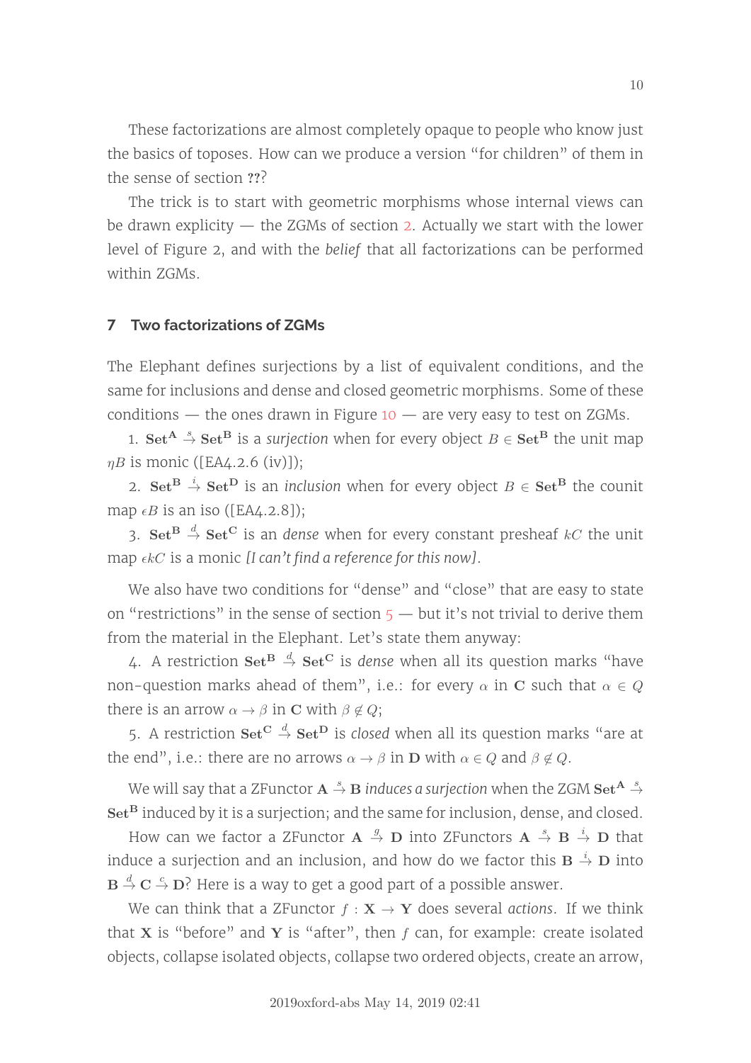These factorizations are almost completely opaque to people who know just the basics of toposes. How can we produce a version "for children" of them in the sense of section ??

The trick is to start with geometric morphisms whose internal views can be drawn explicity — the ZGMs of section 2. Actually we start with the lower level of Figure 2, and with the *belief* that all factorizations can be performed within ZGMs.

## 7 Two factorizations of ZGMs

The Elephant defines surjections by a list of equivalent conditions, and the same for inclusions and dense and closed geometric morphisms. Some of these conditions — the ones drawn in Figure 10 — are very easy to test on ZGMs.

1. $\mathbf{Set^A} \overset{s}{\to} \mathbf{Set^B}$ is a *surjection* when for every object $B \in \mathbf{Set^B}$ the unit map $\eta B$ is monic ([EA4.2.6 (iv)]);

2. $\mathbf{Set^B} \overset{i}{\to} \mathbf{Set^D}$ is an *inclusion* when for every object $B \in \mathbf{Set^B}$ the counit map $\epsilon B$ is an iso ([EA4.2.8]);

3. $\mathbf{Set^B} \overset{d}{\to} \mathbf{Set^C}$ is an *dense* when for every constant presheaf $kC$ the unit map $\epsilon kC$ is a monic *[I can't find a reference for this now]*.

We also have two conditions for "dense" and "close" that are easy to state on "restrictions" in the sense of section 5 — but it's not trivial to derive them from the material in the Elephant. Let's state them anyway:

4. A restriction $\mathbf{Set^B} \overset{d}{\to} \mathbf{Set^C}$ is *dense* when all its question marks "have non-question marks ahead of them", i.e.: for every $\alpha$ in $\mathbf{C}$ such that $\alpha \in Q$ there is an arrow $\alpha \to \beta$ in $\mathbf{C}$ with $\beta \notin Q$;

5. A restriction $\mathbf{Set^C} \overset{d}{\to} \mathbf{Set^D}$ is *closed* when all its question marks "are at the end", i.e.: there are no arrows $\alpha \to \beta$ in $\mathbf{D}$ with $\alpha \in Q$ and $\beta \notin Q$.

We will say that a ZFunctor $\mathbf{A} \overset{s}{\to} \mathbf{B}$ *induces a surjection* when the ZGM $\mathbf{Set^A} \overset{s}{\to} \mathbf{Set^B}$ induced by it is a surjection; and the same for inclusion, dense, and closed.

How can we factor a ZFunctor $\mathbf{A} \overset{g}{\to} \mathbf{D}$ into ZFunctors $\mathbf{A} \overset{s}{\to} \mathbf{B} \overset{i}{\to} \mathbf{D}$ that induce a surjection and an inclusion, and how do we factor this $\mathbf{B} \overset{i}{\to} \mathbf{D}$ into $\mathbf{B} \overset{d}{\to} \mathbf{C} \overset{c}{\to} \mathbf{D}$? Here is a way to get a good part of a possible answer.

We can think that a ZFunctor $f : \mathbf{X} \to \mathbf{Y}$ does several *actions*. If we think that $\mathbf{X}$ is "before" and $\mathbf{Y}$ is "after", then $f$ can, for example: create isolated objects, collapse isolated objects, collapse two ordered objects, create an arrow,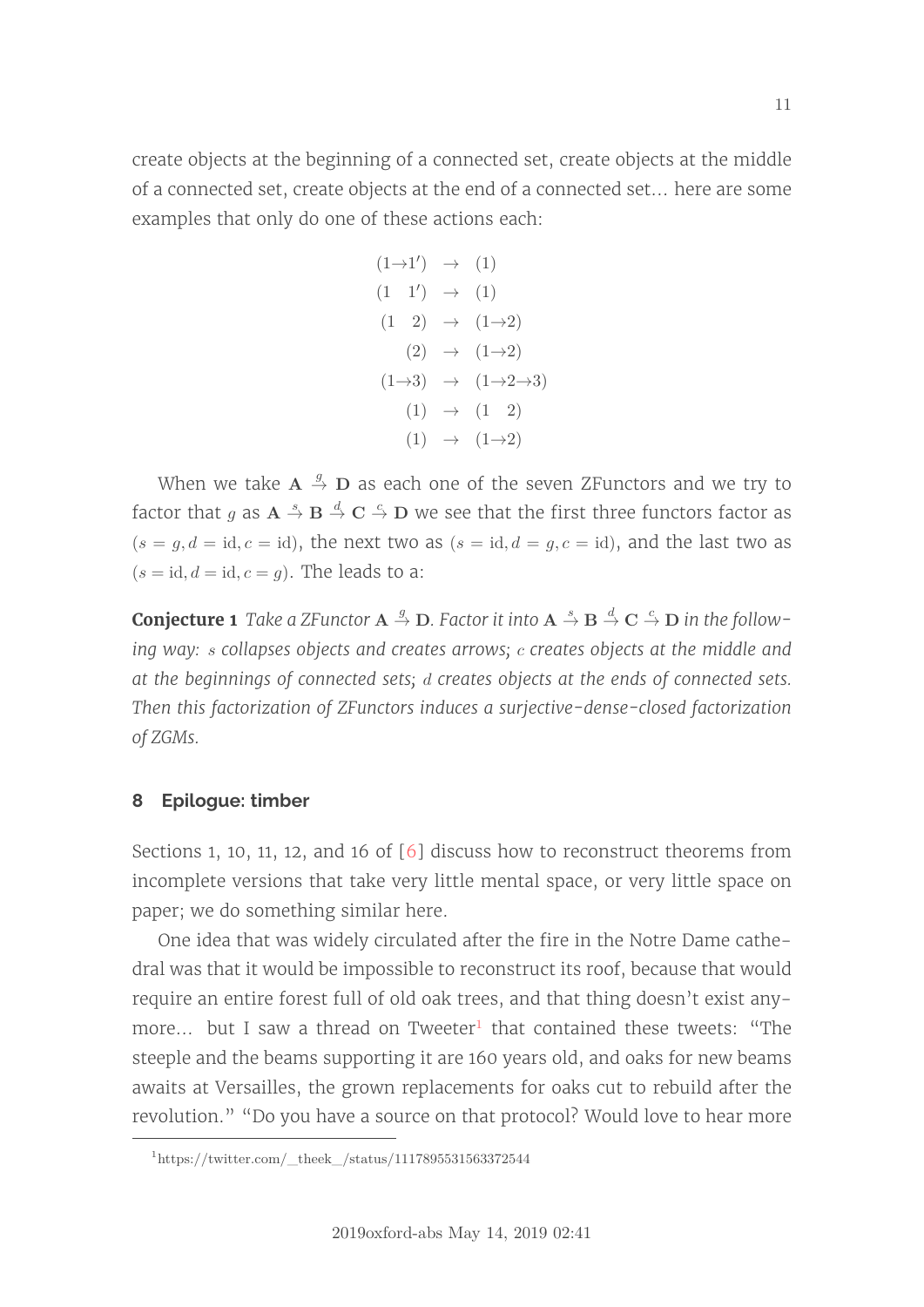create objects at the beginning of a connected set, create objects at the middle of a connected set, create objects at the end of a connected set... here are some examples that only do one of these actions each:

$$
\begin{array}{rcl}
(1{\to}1') & \to & (1) \\
(1 \quad 1') & \to & (1) \\
(1 \quad 2) & \to & (1{\to}2) \\
(2) & \to & (1{\to}2) \\
(1{\to}3) & \to & (1{\to}2{\to}3) \\
(1) & \to & (1 \quad 2) \\
(1) & \to & (1{\to}2)
\end{array}
$$

When we take $\mathbf{A} \overset{g}{\to} \mathbf{D}$ as each one of the seven ZFunctors and we try to factor that $g$ as $\mathbf{A} \overset{s}{\to} \mathbf{B} \overset{d}{\to} \mathbf{C} \overset{c}{\to} \mathbf{D}$ we see that the first three functors factor as $(s = g, d = \mathrm{id}, c = \mathrm{id})$, the next two as $(s = \mathrm{id}, d = g, c = \mathrm{id})$, and the last two as $(s = \mathrm{id}, d = \mathrm{id}, c = g)$. The leads to a:

**Conjecture 1** *Take a ZFunctor $\mathbf{A} \overset{g}{\to} \mathbf{D}$. Factor it into $\mathbf{A} \overset{s}{\to} \mathbf{B} \overset{d}{\to} \mathbf{C} \overset{c}{\to} \mathbf{D}$ in the following way: $s$ collapses objects and creates arrows; $c$ creates objects at the middle and at the beginnings of connected sets; $d$ creates objects at the ends of connected sets. Then this factorization of ZFunctors induces a surjective-dense-closed factorization of ZGMs.*

## 8 Epilogue: timber

Sections 1, 10, 11, 12, and 16 of [6] discuss how to reconstruct theorems from incomplete versions that take very little mental space, or very little space on paper; we do something similar here.

One idea that was widely circulated after the fire in the Notre Dame cathedral was that it would be impossible to reconstruct its roof, because that would require an entire forest full of old oak trees, and that thing doesn't exist anymore... but I saw a thread on Tweeter[1] that contained these tweets: "The steeple and the beams supporting it are 160 years old, and oaks for new beams awaits at Versailles, the grown replacements for oaks cut to rebuild after the revolution." "Do you have a source on that protocol? Would love to hear more

[1] https://twitter.com/_theek_/status/1117895531563372544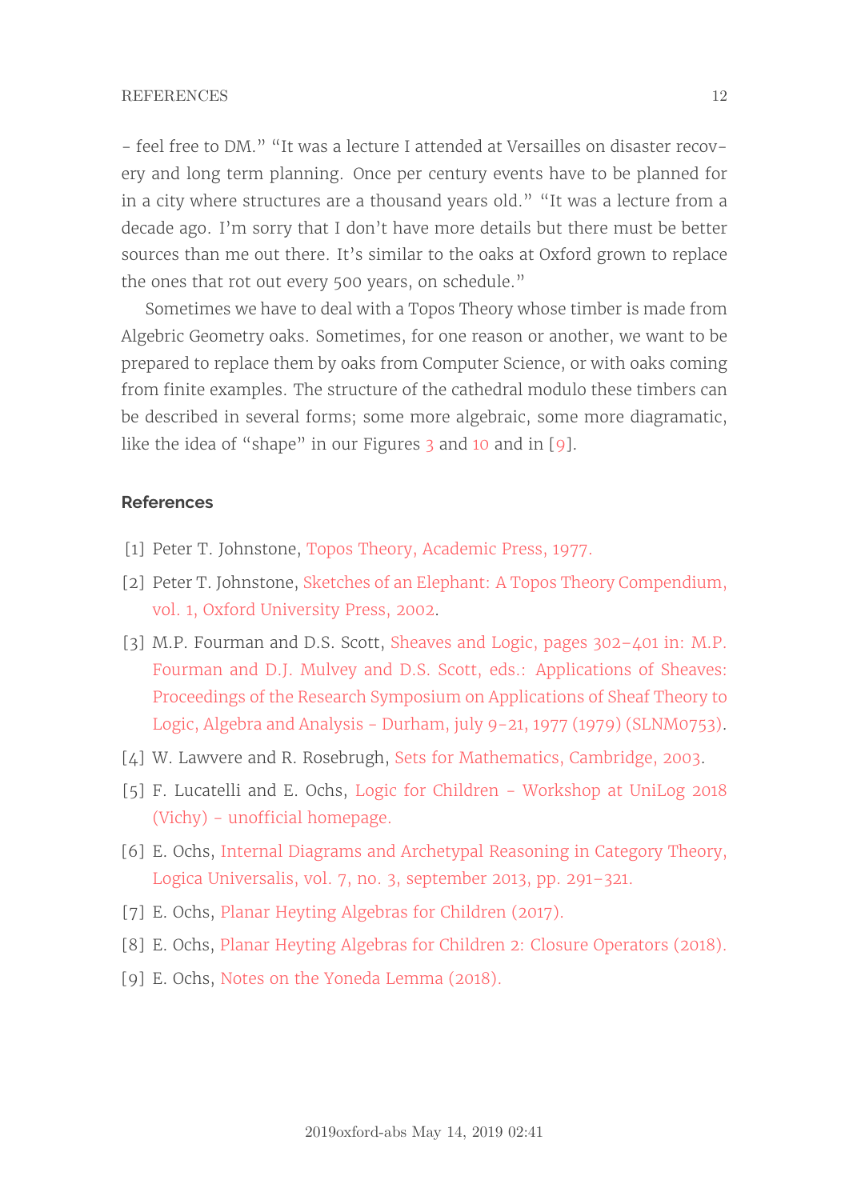- feel free to DM." "It was a lecture I attended at Versailles on disaster recovery and long term planning. Once per century events have to be planned for in a city where structures are a thousand years old." "It was a lecture from a decade ago. I'm sorry that I don't have more details but there must be better sources than me out there. It's similar to the oaks at Oxford grown to replace the ones that rot out every 500 years, on schedule."

Sometimes we have to deal with a Topos Theory whose timber is made from Algebric Geometry oaks. Sometimes, for one reason or another, we want to be prepared to replace them by oaks from Computer Science, or with oaks coming from finite examples. The structure of the cathedral modulo these timbers can be described in several forms; some more algebraic, some more diagramatic, like the idea of "shape" in our Figures 3 and 10 and in [9].

### References

[1] Peter T. Johnstone, Topos Theory, Academic Press, 1977.

[2] Peter T. Johnstone, Sketches of an Elephant: A Topos Theory Compendium, vol. 1, Oxford University Press, 2002.

[3] M.P. Fourman and D.S. Scott, Sheaves and Logic, pages 302–401 in: M.P. Fourman and D.J. Mulvey and D.S. Scott, eds.: Applications of Sheaves: Proceedings of the Research Symposium on Applications of Sheaf Theory to Logic, Algebra and Analysis - Durham, july 9-21, 1977 (1979) (SLNM0753).

[4] W. Lawvere and R. Rosebrugh, Sets for Mathematics, Cambridge, 2003.

[5] F. Lucatelli and E. Ochs, Logic for Children - Workshop at UniLog 2018 (Vichy) - unofficial homepage.

[6] E. Ochs, Internal Diagrams and Archetypal Reasoning in Category Theory, Logica Universalis, vol. 7, no. 3, september 2013, pp. 291–321.

[7] E. Ochs, Planar Heyting Algebras for Children (2017).

[8] E. Ochs, Planar Heyting Algebras for Children 2: Closure Operators (2018).

[9] E. Ochs, Notes on the Yoneda Lemma (2018).